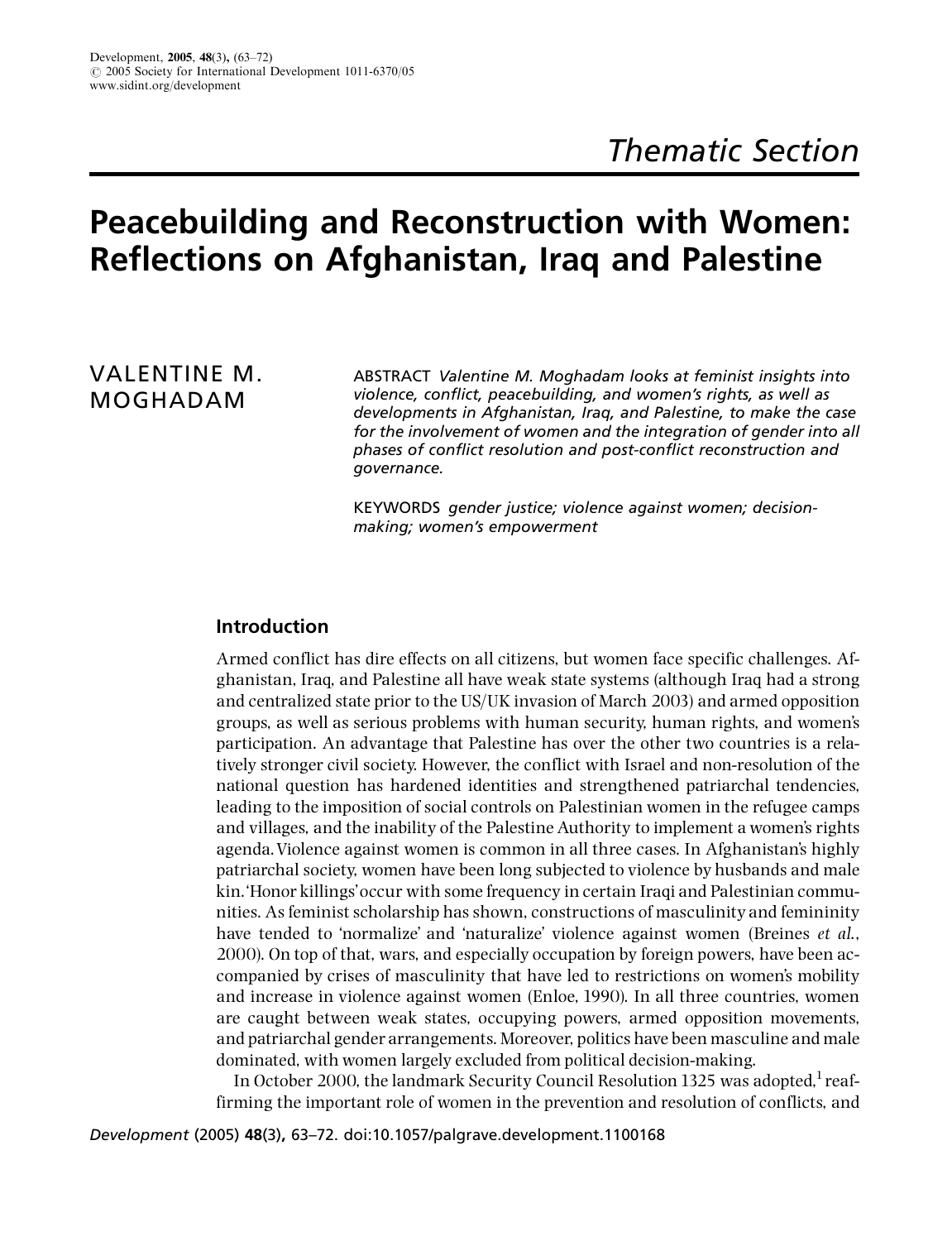Thematic Section

# Peacebuilding and Reconstruction with Women: Reflections on Afghanistan, Iraq and Palestine

VALENTINE M. MOGHADAM

ABSTRACT *Valentine M. Moghadam looks at feminist insights into violence, conflict, peacebuilding, and women's rights, as well as developments in Afghanistan, Iraq, and Palestine, to make the case for the involvement of women and the integration of gender into all phases of conflict resolution and post-conflict reconstruction and governance.*

KEYWORDS *gender justice; violence against women; decision-making; women's empowerment*

## Introduction

Armed conflict has dire effects on all citizens, but women face specific challenges. Afghanistan, Iraq, and Palestine all have weak state systems (although Iraq had a strong and centralized state prior to the US/UK invasion of March 2003) and armed opposition groups, as well as serious problems with human security, human rights, and women's participation. An advantage that Palestine has over the other two countries is a relatively stronger civil society. However, the conflict with Israel and non-resolution of the national question has hardened identities and strengthened patriarchal tendencies, leading to the imposition of social controls on Palestinian women in the refugee camps and villages, and the inability of the Palestine Authority to implement a women's rights agenda. Violence against women is common in all three cases. In Afghanistan's highly patriarchal society, women have been long subjected to violence by husbands and male kin. 'Honor killings' occur with some frequency in certain Iraqi and Palestinian communities. As feminist scholarship has shown, constructions of masculinity and femininity have tended to 'normalize' and 'naturalize' violence against women (Breines *et al.*, 2000). On top of that, wars, and especially occupation by foreign powers, have been accompanied by crises of masculinity that have led to restrictions on women's mobility and increase in violence against women (Enloe, 1990). In all three countries, women are caught between weak states, occupying powers, armed opposition movements, and patriarchal gender arrangements. Moreover, politics have been masculine and male dominated, with women largely excluded from political decision-making.

In October 2000, the landmark Security Council Resolution 1325 was adopted,[1] reaffirming the important role of women in the prevention and resolution of conflicts, and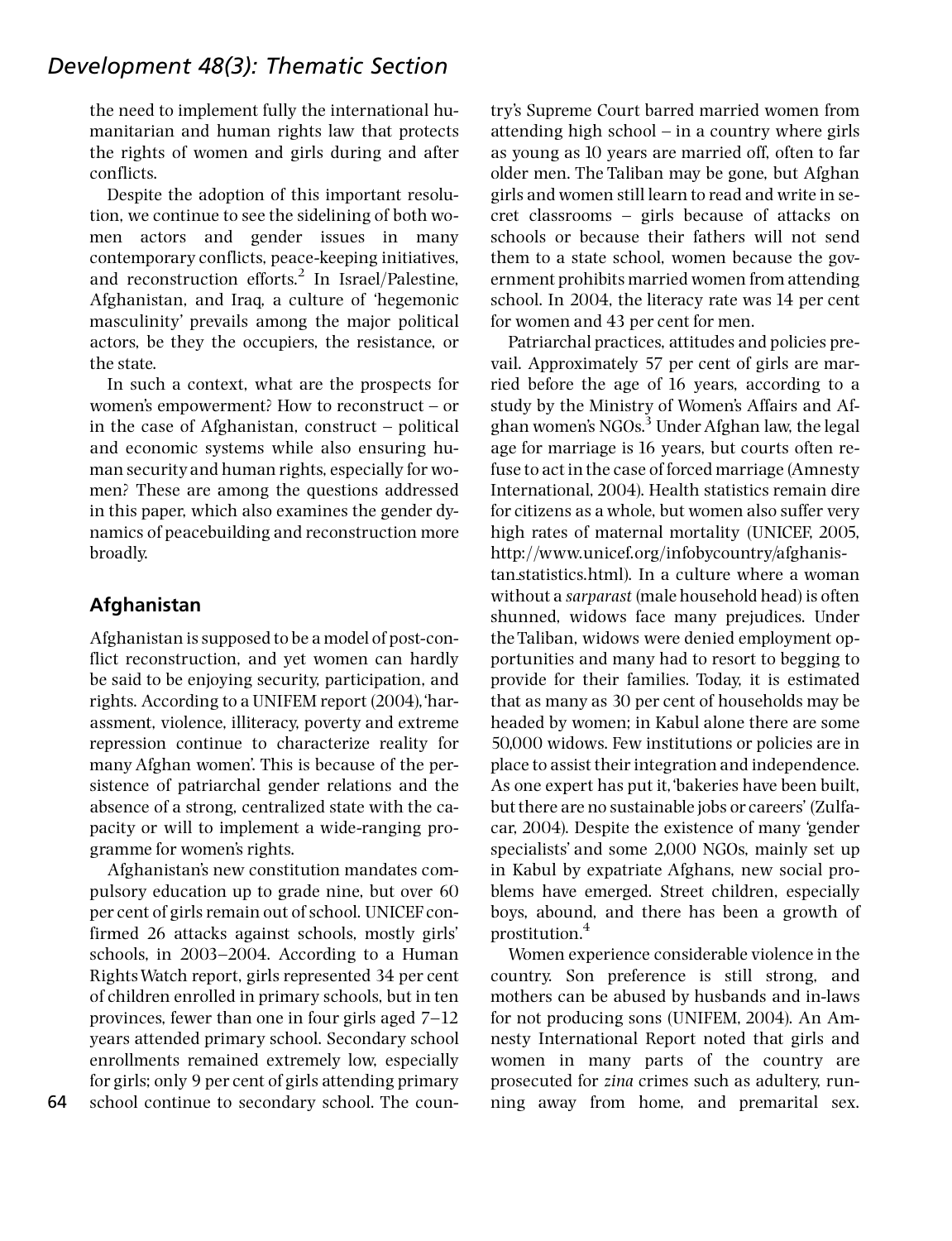the need to implement fully the international humanitarian and human rights law that protects the rights of women and girls during and after conflicts.

Despite the adoption of this important resolution, we continue to see the sidelining of both women actors and gender issues in many contemporary conflicts, peace-keeping initiatives, and reconstruction efforts.[2] In Israel/Palestine, Afghanistan, and Iraq, a culture of 'hegemonic masculinity' prevails among the major political actors, be they the occupiers, the resistance, or the state.

In such a context, what are the prospects for women's empowerment? How to reconstruct – or in the case of Afghanistan, construct – political and economic systems while also ensuring human security and human rights, especially for women? These are among the questions addressed in this paper, which also examines the gender dynamics of peacebuilding and reconstruction more broadly.

## Afghanistan

Afghanistan is supposed to be a model of post-conflict reconstruction, and yet women can hardly be said to be enjoying security, participation, and rights. According to a UNIFEM report (2004), 'harassment, violence, illiteracy, poverty and extreme repression continue to characterize reality for many Afghan women'. This is because of the persistence of patriarchal gender relations and the absence of a strong, centralized state with the capacity or will to implement a wide-ranging programme for women's rights.

Afghanistan's new constitution mandates compulsory education up to grade nine, but over 60 per cent of girls remain out of school. UNICEF confirmed 26 attacks against schools, mostly girls' schools, in 2003–2004. According to a Human Rights Watch report, girls represented 34 per cent of children enrolled in primary schools, but in ten provinces, fewer than one in four girls aged 7–12 years attended primary school. Secondary school enrollments remained extremely low, especially for girls; only 9 per cent of girls attending primary school continue to secondary school. The country's Supreme Court barred married women from attending high school – in a country where girls as young as 10 years are married off, often to far older men. The Taliban may be gone, but Afghan girls and women still learn to read and write in secret classrooms – girls because of attacks on schools or because their fathers will not send them to a state school, women because the government prohibits married women from attending school. In 2004, the literacy rate was 14 per cent for women and 43 per cent for men.

Patriarchal practices, attitudes and policies prevail. Approximately 57 per cent of girls are married before the age of 16 years, according to a study by the Ministry of Women's Affairs and Afghan women's NGOs.[3] Under Afghan law, the legal age for marriage is 16 years, but courts often refuse to act in the case of forced marriage (Amnesty International, 2004). Health statistics remain dire for citizens as a whole, but women also suffer very high rates of maternal mortality (UNICEF, 2005, http://www.unicef.org/infobycountry/afghanistan_statistics.html). In a culture where a woman without a *sarparast* (male household head) is often shunned, widows face many prejudices. Under the Taliban, widows were denied employment opportunities and many had to resort to begging to provide for their families. Today, it is estimated that as many as 30 per cent of households may be headed by women; in Kabul alone there are some 50,000 widows. Few institutions or policies are in place to assist their integration and independence. As one expert has put it, 'bakeries have been built, but there are no sustainable jobs or careers' (Zulfacar, 2004). Despite the existence of many 'gender specialists' and some 2,000 NGOs, mainly set up in Kabul by expatriate Afghans, new social problems have emerged. Street children, especially boys, abound, and there has been a growth of prostitution.[4]

Women experience considerable violence in the country. Son preference is still strong, and mothers can be abused by husbands and in-laws for not producing sons (UNIFEM, 2004). An Amnesty International Report noted that girls and women in many parts of the country are prosecuted for *zina* crimes such as adultery, running away from home, and premarital sex.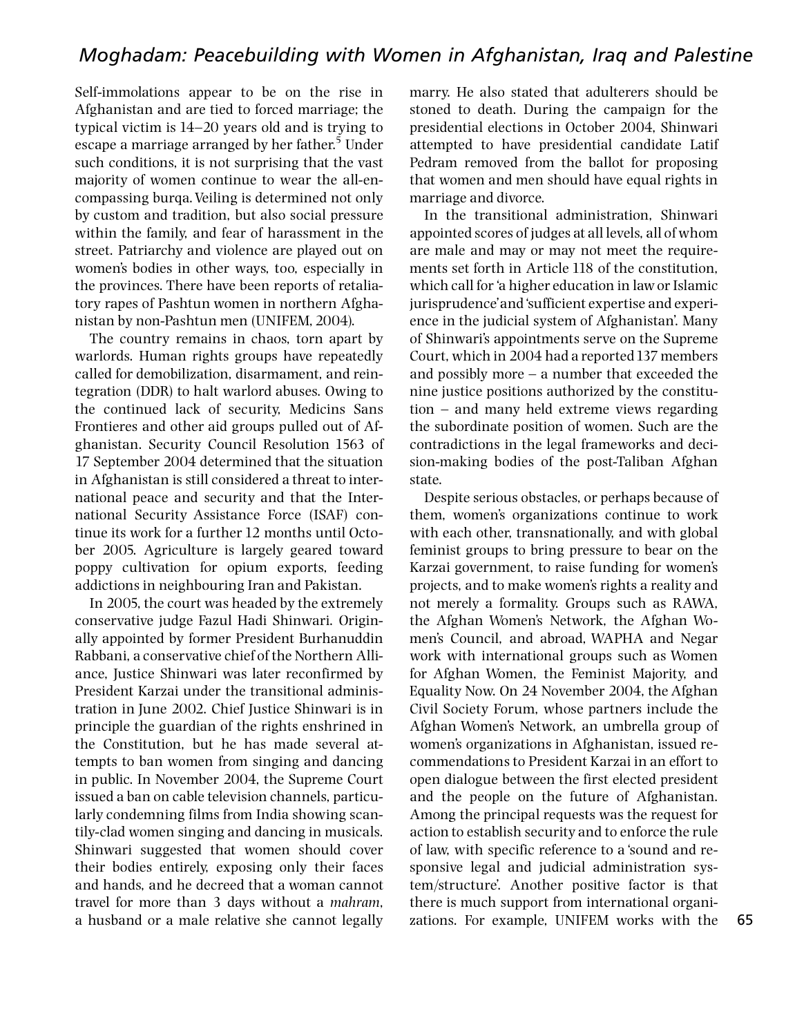Self-immolations appear to be on the rise in Afghanistan and are tied to forced marriage; the typical victim is 14–20 years old and is trying to escape a marriage arranged by her father.[5] Under such conditions, it is not surprising that the vast majority of women continue to wear the all-encompassing burqa. Veiling is determined not only by custom and tradition, but also social pressure within the family, and fear of harassment in the street. Patriarchy and violence are played out on women's bodies in other ways, too, especially in the provinces. There have been reports of retaliatory rapes of Pashtun women in northern Afghanistan by non-Pashtun men (UNIFEM, 2004).

The country remains in chaos, torn apart by warlords. Human rights groups have repeatedly called for demobilization, disarmament, and reintegration (DDR) to halt warlord abuses. Owing to the continued lack of security, Medicins Sans Frontieres and other aid groups pulled out of Afghanistan. Security Council Resolution 1563 of 17 September 2004 determined that the situation in Afghanistan is still considered a threat to international peace and security and that the International Security Assistance Force (ISAF) continue its work for a further 12 months until October 2005. Agriculture is largely geared toward poppy cultivation for opium exports, feeding addictions in neighbouring Iran and Pakistan.

In 2005, the court was headed by the extremely conservative judge Fazul Hadi Shinwari. Originally appointed by former President Burhanuddin Rabbani, a conservative chief of the Northern Alliance, Justice Shinwari was later reconfirmed by President Karzai under the transitional administration in June 2002. Chief Justice Shinwari is in principle the guardian of the rights enshrined in the Constitution, but he has made several attempts to ban women from singing and dancing in public. In November 2004, the Supreme Court issued a ban on cable television channels, particularly condemning films from India showing scantily-clad women singing and dancing in musicals. Shinwari suggested that women should cover their bodies entirely, exposing only their faces and hands, and he decreed that a woman cannot travel for more than 3 days without a *mahram*, a husband or a male relative she cannot legally marry. He also stated that adulterers should be stoned to death. During the campaign for the presidential elections in October 2004, Shinwari attempted to have presidential candidate Latif Pedram removed from the ballot for proposing that women and men should have equal rights in marriage and divorce.

In the transitional administration, Shinwari appointed scores of judges at all levels, all of whom are male and may or may not meet the requirements set forth in Article 118 of the constitution, which call for 'a higher education in law or Islamic jurisprudence' and 'sufficient expertise and experience in the judicial system of Afghanistan'. Many of Shinwari's appointments serve on the Supreme Court, which in 2004 had a reported 137 members and possibly more – a number that exceeded the nine justice positions authorized by the constitution – and many held extreme views regarding the subordinate position of women. Such are the contradictions in the legal frameworks and decision-making bodies of the post-Taliban Afghan state.

Despite serious obstacles, or perhaps because of them, women's organizations continue to work with each other, transnationally, and with global feminist groups to bring pressure to bear on the Karzai government, to raise funding for women's projects, and to make women's rights a reality and not merely a formality. Groups such as RAWA, the Afghan Women's Network, the Afghan Women's Council, and abroad, WAPHA and Negar work with international groups such as Women for Afghan Women, the Feminist Majority, and Equality Now. On 24 November 2004, the Afghan Civil Society Forum, whose partners include the Afghan Women's Network, an umbrella group of women's organizations in Afghanistan, issued recommendations to President Karzai in an effort to open dialogue between the first elected president and the people on the future of Afghanistan. Among the principal requests was the request for action to establish security and to enforce the rule of law, with specific reference to a 'sound and responsive legal and judicial administration system/structure'. Another positive factor is that there is much support from international organizations. For example, UNIFEM works with the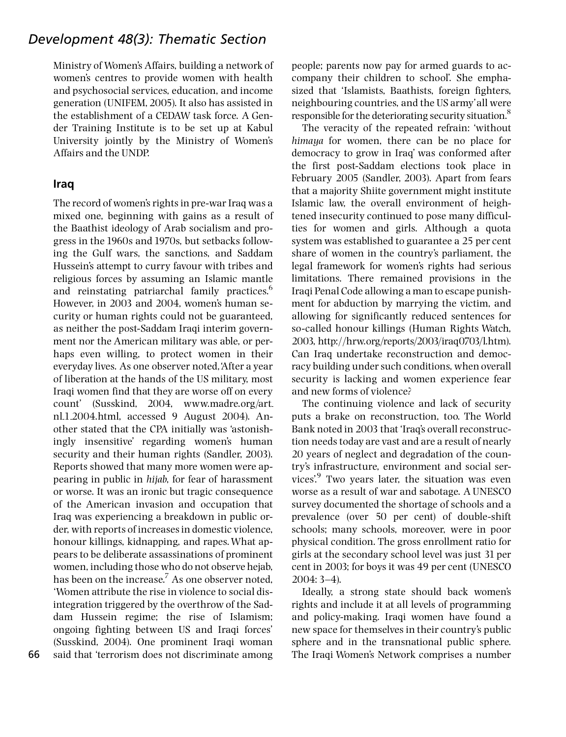Ministry of Women's Affairs, building a network of women's centres to provide women with health and psychosocial services, education, and income generation (UNIFEM, 2005). It also has assisted in the establishment of a CEDAW task force. A Gender Training Institute is to be set up at Kabul University jointly by the Ministry of Women's Affairs and the UNDP.

## Iraq

The record of women's rights in pre-war Iraq was a mixed one, beginning with gains as a result of the Baathist ideology of Arab socialism and progress in the 1960s and 1970s, but setbacks following the Gulf wars, the sanctions, and Saddam Hussein's attempt to curry favour with tribes and religious forces by assuming an Islamic mantle and reinstating patriarchal family practices.[6] However, in 2003 and 2004, women's human security or human rights could not be guaranteed, as neither the post-Saddam Iraqi interim government nor the American military was able, or perhaps even willing, to protect women in their everyday lives. As one observer noted, 'After a year of liberation at the hands of the US military, most Iraqi women find that they are worse off on every count' (Susskind, 2004, www.madre.org/art_nl.1_2004.html, accessed 9 August 2004). Another stated that the CPA initially was 'astonishingly insensitive' regarding women's human security and their human rights (Sandler, 2003). Reports showed that many more women were appearing in public in *hijab*, for fear of harassment or worse. It was an ironic but tragic consequence of the American invasion and occupation that Iraq was experiencing a breakdown in public order, with reports of increases in domestic violence, honour killings, kidnapping, and rapes. What appears to be deliberate assassinations of prominent women, including those who do not observe hejab, has been on the increase.[7] As one observer noted, 'Women attribute the rise in violence to social disintegration triggered by the overthrow of the Saddam Hussein regime; the rise of Islamism; ongoing fighting between US and Iraqi forces' (Susskind, 2004). One prominent Iraqi woman said that 'terrorism does not discriminate among people; parents now pay for armed guards to accompany their children to school'. She emphasized that 'Islamists, Baathists, foreign fighters, neighbouring countries, and the US army' all were responsible for the deteriorating security situation.[8]

The veracity of the repeated refrain: 'without *himaya* for women, there can be no place for democracy to grow in Iraq' was conformed after the first post-Saddam elections took place in February 2005 (Sandler, 2003). Apart from fears that a majority Shiite government might institute Islamic law, the overall environment of heightened insecurity continued to pose many difficulties for women and girls. Although a quota system was established to guarantee a 25 per cent share of women in the country's parliament, the legal framework for women's rights had serious limitations. There remained provisions in the Iraqi Penal Code allowing a man to escape punishment for abduction by marrying the victim, and allowing for significantly reduced sentences for so-called honour killings (Human Rights Watch, 2003, http://hrw.org/reports/2003/iraq0703/l.htm). Can Iraq undertake reconstruction and democracy building under such conditions, when overall security is lacking and women experience fear and new forms of violence?

The continuing violence and lack of security puts a brake on reconstruction, too. The World Bank noted in 2003 that 'Iraq's overall reconstruction needs today are vast and are a result of nearly 20 years of neglect and degradation of the country's infrastructure, environment and social services'.[9] Two years later, the situation was even worse as a result of war and sabotage. A UNESCO survey documented the shortage of schools and a prevalence (over 50 per cent) of double-shift schools; many schools, moreover, were in poor physical condition. The gross enrollment ratio for girls at the secondary school level was just 31 per cent in 2003; for boys it was 49 per cent (UNESCO 2004: 3–4).

Ideally, a strong state should back women's rights and include it at all levels of programming and policy-making. Iraqi women have found a new space for themselves in their country's public sphere and in the transnational public sphere. The Iraqi Women's Network comprises a number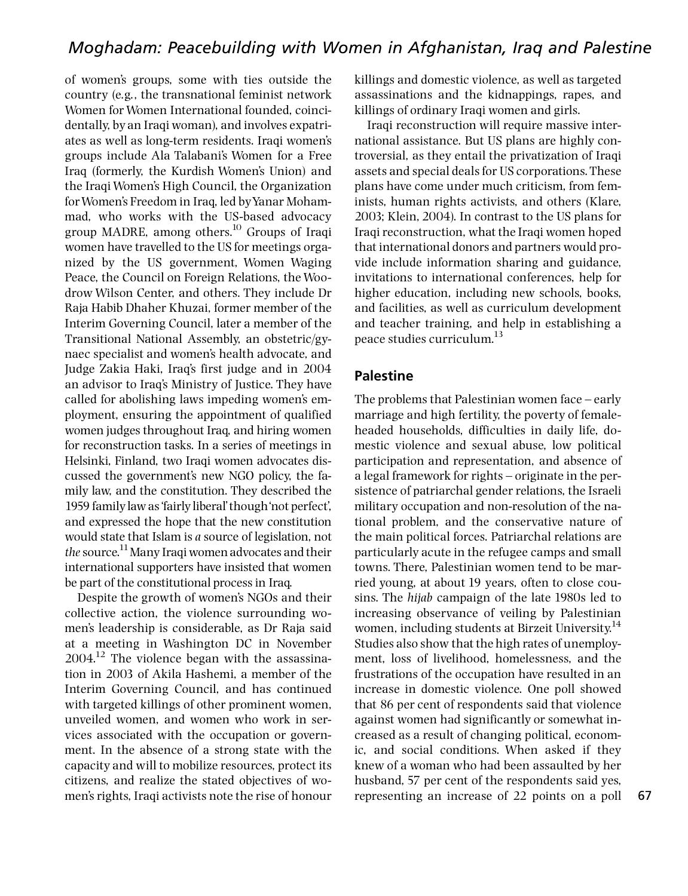of women's groups, some with ties outside the country (e.g., the transnational feminist network Women for Women International founded, coincidentally, by an Iraqi woman), and involves expatriates as well as long-term residents. Iraqi women's groups include Ala Talabani's Women for a Free Iraq (formerly, the Kurdish Women's Union) and the Iraqi Women's High Council, the Organization for Women's Freedom in Iraq, led by Yanar Mohammad, who works with the US-based advocacy group MADRE, among others.[10] Groups of Iraqi women have travelled to the US for meetings organized by the US government, Women Waging Peace, the Council on Foreign Relations, the Woodrow Wilson Center, and others. They include Dr Raja Habib Dhaher Khuzai, former member of the Interim Governing Council, later a member of the Transitional National Assembly, an obstetric/gynaec specialist and women's health advocate, and Judge Zakia Haki, Iraq's first judge and in 2004 an advisor to Iraq's Ministry of Justice. They have called for abolishing laws impeding women's employment, ensuring the appointment of qualified women judges throughout Iraq, and hiring women for reconstruction tasks. In a series of meetings in Helsinki, Finland, two Iraqi women advocates discussed the government's new NGO policy, the family law, and the constitution. They described the 1959 family law as 'fairly liberal' though 'not perfect', and expressed the hope that the new constitution would state that Islam is *a* source of legislation, not *the* source.[11] Many Iraqi women advocates and their international supporters have insisted that women be part of the constitutional process in Iraq.

Despite the growth of women's NGOs and their collective action, the violence surrounding women's leadership is considerable, as Dr Raja said at a meeting in Washington DC in November 2004.[12] The violence began with the assassination in 2003 of Akila Hashemi, a member of the Interim Governing Council, and has continued with targeted killings of other prominent women, unveiled women, and women who work in services associated with the occupation or government. In the absence of a strong state with the capacity and will to mobilize resources, protect its citizens, and realize the stated objectives of women's rights, Iraqi activists note the rise of honour killings and domestic violence, as well as targeted assassinations and the kidnappings, rapes, and killings of ordinary Iraqi women and girls.

Iraqi reconstruction will require massive international assistance. But US plans are highly controversial, as they entail the privatization of Iraqi assets and special deals for US corporations. These plans have come under much criticism, from feminists, human rights activists, and others (Klare, 2003; Klein, 2004). In contrast to the US plans for Iraqi reconstruction, what the Iraqi women hoped that international donors and partners would provide include information sharing and guidance, invitations to international conferences, help for higher education, including new schools, books, and facilities, as well as curriculum development and teacher training, and help in establishing a peace studies curriculum.[13]

## Palestine

The problems that Palestinian women face – early marriage and high fertility, the poverty of female-headed households, difficulties in daily life, domestic violence and sexual abuse, low political participation and representation, and absence of a legal framework for rights – originate in the persistence of patriarchal gender relations, the Israeli military occupation and non-resolution of the national problem, and the conservative nature of the main political forces. Patriarchal relations are particularly acute in the refugee camps and small towns. There, Palestinian women tend to be married young, at about 19 years, often to close cousins. The *hijab* campaign of the late 1980s led to increasing observance of veiling by Palestinian women, including students at Birzeit University.[14] Studies also show that the high rates of unemployment, loss of livelihood, homelessness, and the frustrations of the occupation have resulted in an increase in domestic violence. One poll showed that 86 per cent of respondents said that violence against women had significantly or somewhat increased as a result of changing political, economic, and social conditions. When asked if they knew of a woman who had been assaulted by her husband, 57 per cent of the respondents said yes, representing an increase of 22 points on a poll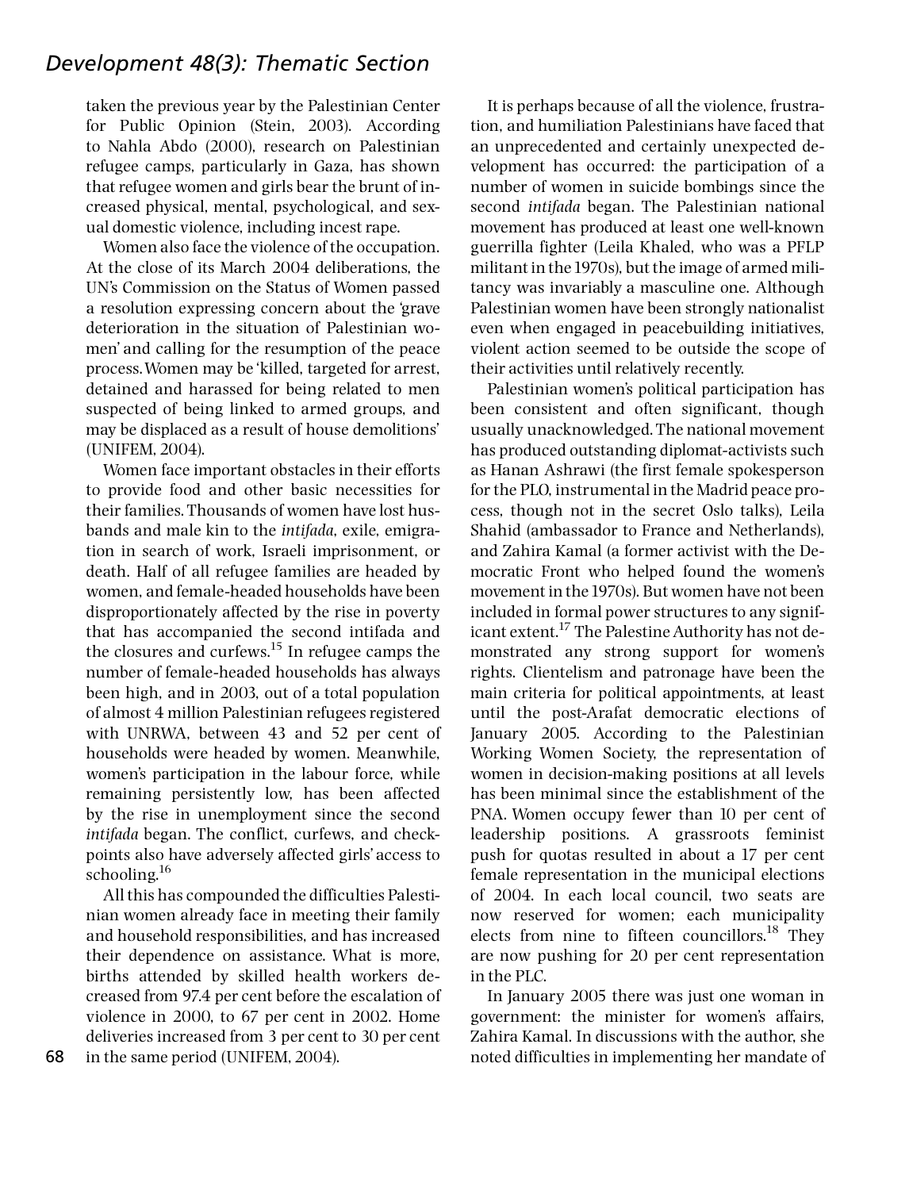taken the previous year by the Palestinian Center for Public Opinion (Stein, 2003). According to Nahla Abdo (2000), research on Palestinian refugee camps, particularly in Gaza, has shown that refugee women and girls bear the brunt of increased physical, mental, psychological, and sexual domestic violence, including incest rape.

Women also face the violence of the occupation. At the close of its March 2004 deliberations, the UN's Commission on the Status of Women passed a resolution expressing concern about the 'grave deterioration in the situation of Palestinian women' and calling for the resumption of the peace process. Women may be 'killed, targeted for arrest, detained and harassed for being related to men suspected of being linked to armed groups, and may be displaced as a result of house demolitions' (UNIFEM, 2004).

Women face important obstacles in their efforts to provide food and other basic necessities for their families. Thousands of women have lost husbands and male kin to the *intifada*, exile, emigration in search of work, Israeli imprisonment, or death. Half of all refugee families are headed by women, and female-headed households have been disproportionately affected by the rise in poverty that has accompanied the second intifada and the closures and curfews.[15] In refugee camps the number of female-headed households has always been high, and in 2003, out of a total population of almost 4 million Palestinian refugees registered with UNRWA, between 43 and 52 per cent of households were headed by women. Meanwhile, women's participation in the labour force, while remaining persistently low, has been affected by the rise in unemployment since the second *intifada* began. The conflict, curfews, and checkpoints also have adversely affected girls' access to schooling.[16]

All this has compounded the difficulties Palestinian women already face in meeting their family and household responsibilities, and has increased their dependence on assistance. What is more, births attended by skilled health workers decreased from 97.4 per cent before the escalation of violence in 2000, to 67 per cent in 2002. Home deliveries increased from 3 per cent to 30 per cent in the same period (UNIFEM, 2004).

It is perhaps because of all the violence, frustration, and humiliation Palestinians have faced that an unprecedented and certainly unexpected development has occurred: the participation of a number of women in suicide bombings since the second *intifada* began. The Palestinian national movement has produced at least one well-known guerrilla fighter (Leila Khaled, who was a PFLP militant in the 1970s), but the image of armed militancy was invariably a masculine one. Although Palestinian women have been strongly nationalist even when engaged in peacebuilding initiatives, violent action seemed to be outside the scope of their activities until relatively recently.

Palestinian women's political participation has been consistent and often significant, though usually unacknowledged. The national movement has produced outstanding diplomat-activists such as Hanan Ashrawi (the first female spokesperson for the PLO, instrumental in the Madrid peace process, though not in the secret Oslo talks), Leila Shahid (ambassador to France and Netherlands), and Zahira Kamal (a former activist with the Democratic Front who helped found the women's movement in the 1970s). But women have not been included in formal power structures to any significant extent.[17] The Palestine Authority has not demonstrated any strong support for women's rights. Clientelism and patronage have been the main criteria for political appointments, at least until the post-Arafat democratic elections of January 2005. According to the Palestinian Working Women Society, the representation of women in decision-making positions at all levels has been minimal since the establishment of the PNA. Women occupy fewer than 10 per cent of leadership positions. A grassroots feminist push for quotas resulted in about a 17 per cent female representation in the municipal elections of 2004. In each local council, two seats are now reserved for women; each municipality elects from nine to fifteen councillors.[18] They are now pushing for 20 per cent representation in the PLC.

In January 2005 there was just one woman in government: the minister for women's affairs, Zahira Kamal. In discussions with the author, she noted difficulties in implementing her mandate of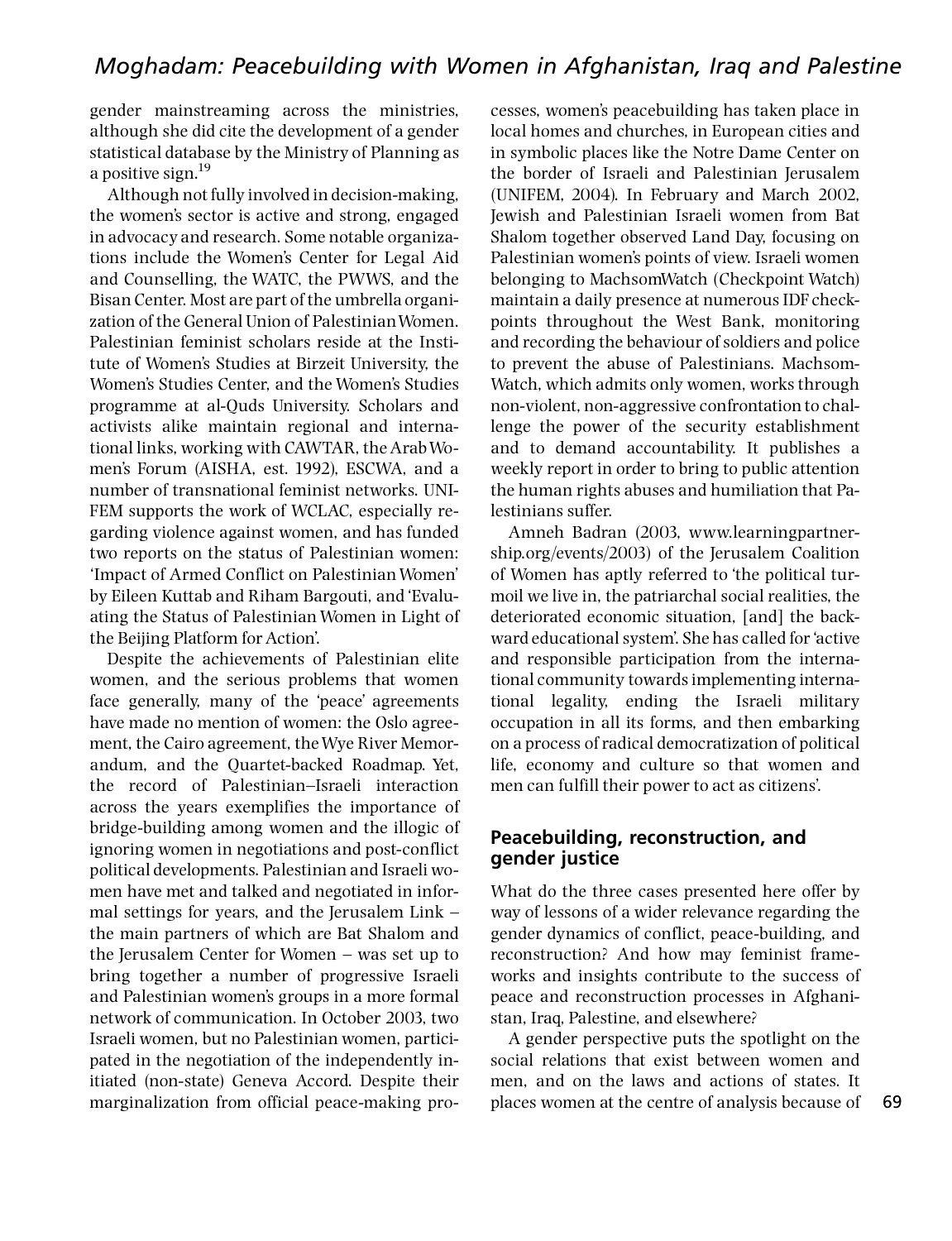gender mainstreaming across the ministries, although she did cite the development of a gender statistical database by the Ministry of Planning as a positive sign.[19]

Although not fully involved in decision-making, the women's sector is active and strong, engaged in advocacy and research. Some notable organizations include the Women's Center for Legal Aid and Counselling, the WATC, the PWWS, and the Bisan Center. Most are part of the umbrella organization of the General Union of Palestinian Women. Palestinian feminist scholars reside at the Institute of Women's Studies at Birzeit University, the Women's Studies Center, and the Women's Studies programme at al-Quds University. Scholars and activists alike maintain regional and international links, working with CAWTAR, the Arab Women's Forum (AISHA, est. 1992), ESCWA, and a number of transnational feminist networks. UNIFEM supports the work of WCLAC, especially regarding violence against women, and has funded two reports on the status of Palestinian women: 'Impact of Armed Conflict on Palestinian Women' by Eileen Kuttab and Riham Bargouti, and 'Evaluating the Status of Palestinian Women in Light of the Beijing Platform for Action'.

Despite the achievements of Palestinian elite women, and the serious problems that women face generally, many of the 'peace' agreements have made no mention of women: the Oslo agreement, the Cairo agreement, the Wye River Memorandum, and the Quartet-backed Roadmap. Yet, the record of Palestinian–Israeli interaction across the years exemplifies the importance of bridge-building among women and the illogic of ignoring women in negotiations and post-conflict political developments. Palestinian and Israeli women have met and talked and negotiated in informal settings for years, and the Jerusalem Link – the main partners of which are Bat Shalom and the Jerusalem Center for Women – was set up to bring together a number of progressive Israeli and Palestinian women's groups in a more formal network of communication. In October 2003, two Israeli women, but no Palestinian women, participated in the negotiation of the independently initiated (non-state) Geneva Accord. Despite their marginalization from official peace-making processes, women's peacebuilding has taken place in local homes and churches, in European cities and in symbolic places like the Notre Dame Center on the border of Israeli and Palestinian Jerusalem (UNIFEM, 2004). In February and March 2002, Jewish and Palestinian Israeli women from Bat Shalom together observed Land Day, focusing on Palestinian women's points of view. Israeli women belonging to MachsomWatch (Checkpoint Watch) maintain a daily presence at numerous IDF checkpoints throughout the West Bank, monitoring and recording the behaviour of soldiers and police to prevent the abuse of Palestinians. MachsomWatch, which admits only women, works through non-violent, non-aggressive confrontation to challenge the power of the security establishment and to demand accountability. It publishes a weekly report in order to bring to public attention the human rights abuses and humiliation that Palestinians suffer.

Amneh Badran (2003, www.learningpartnership.org/events/2003) of the Jerusalem Coalition of Women has aptly referred to 'the political turmoil we live in, the patriarchal social realities, the deteriorated economic situation, [and] the backward educational system'. She has called for 'active and responsible participation from the international community towards implementing international legality, ending the Israeli military occupation in all its forms, and then embarking on a process of radical democratization of political life, economy and culture so that women and men can fulfill their power to act as citizens'.

## Peacebuilding, reconstruction, and gender justice

What do the three cases presented here offer by way of lessons of a wider relevance regarding the gender dynamics of conflict, peace-building, and reconstruction? And how may feminist frameworks and insights contribute to the success of peace and reconstruction processes in Afghanistan, Iraq, Palestine, and elsewhere?

A gender perspective puts the spotlight on the social relations that exist between women and men, and on the laws and actions of states. It places women at the centre of analysis because of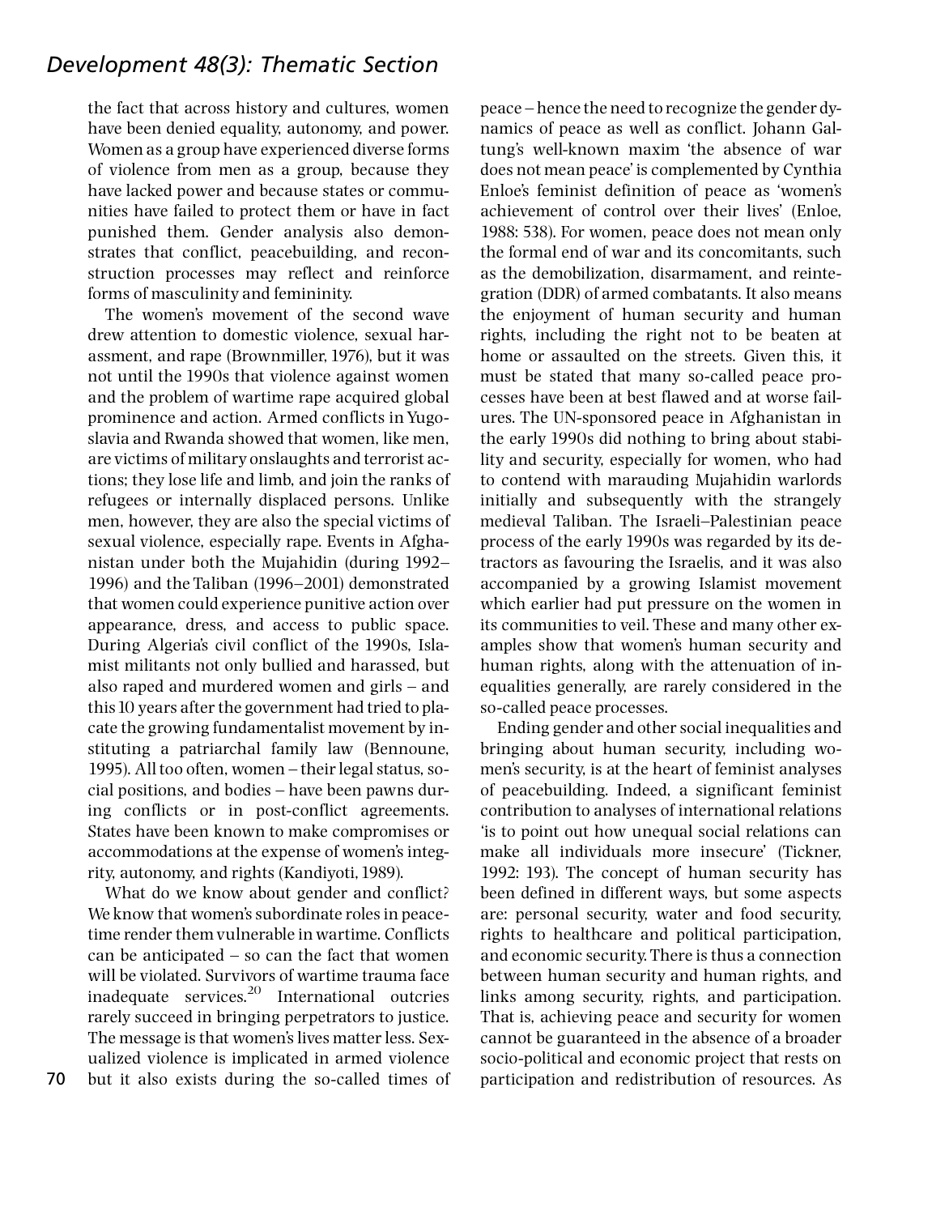the fact that across history and cultures, women have been denied equality, autonomy, and power. Women as a group have experienced diverse forms of violence from men as a group, because they have lacked power and because states or communities have failed to protect them or have in fact punished them. Gender analysis also demonstrates that conflict, peacebuilding, and reconstruction processes may reflect and reinforce forms of masculinity and femininity.

The women's movement of the second wave drew attention to domestic violence, sexual harassment, and rape (Brownmiller, 1976), but it was not until the 1990s that violence against women and the problem of wartime rape acquired global prominence and action. Armed conflicts in Yugoslavia and Rwanda showed that women, like men, are victims of military onslaughts and terrorist actions; they lose life and limb, and join the ranks of refugees or internally displaced persons. Unlike men, however, they are also the special victims of sexual violence, especially rape. Events in Afghanistan under both the Mujahidin (during 1992–1996) and the Taliban (1996–2001) demonstrated that women could experience punitive action over appearance, dress, and access to public space. During Algeria's civil conflict of the 1990s, Islamist militants not only bullied and harassed, but also raped and murdered women and girls – and this 10 years after the government had tried to placate the growing fundamentalist movement by instituting a patriarchal family law (Bennoune, 1995). All too often, women – their legal status, social positions, and bodies – have been pawns during conflicts or in post-conflict agreements. States have been known to make compromises or accommodations at the expense of women's integrity, autonomy, and rights (Kandiyoti, 1989).

What do we know about gender and conflict? We know that women's subordinate roles in peacetime render them vulnerable in wartime. Conflicts can be anticipated – so can the fact that women will be violated. Survivors of wartime trauma face inadequate services.[20] International outcries rarely succeed in bringing perpetrators to justice. The message is that women's lives matter less. Sexualized violence is implicated in armed violence but it also exists during the so-called times of peace – hence the need to recognize the gender dynamics of peace as well as conflict. Johann Galtung's well-known maxim 'the absence of war does not mean peace' is complemented by Cynthia Enloe's feminist definition of peace as 'women's achievement of control over their lives' (Enloe, 1988: 538). For women, peace does not mean only the formal end of war and its concomitants, such as the demobilization, disarmament, and reintegration (DDR) of armed combatants. It also means the enjoyment of human security and human rights, including the right not to be beaten at home or assaulted on the streets. Given this, it must be stated that many so-called peace processes have been at best flawed and at worse failures. The UN-sponsored peace in Afghanistan in the early 1990s did nothing to bring about stability and security, especially for women, who had to contend with marauding Mujahidin warlords initially and subsequently with the strangely medieval Taliban. The Israeli–Palestinian peace process of the early 1990s was regarded by its detractors as favouring the Israelis, and it was also accompanied by a growing Islamist movement which earlier had put pressure on the women in its communities to veil. These and many other examples show that women's human security and human rights, along with the attenuation of inequalities generally, are rarely considered in the so-called peace processes.

Ending gender and other social inequalities and bringing about human security, including women's security, is at the heart of feminist analyses of peacebuilding. Indeed, a significant feminist contribution to analyses of international relations 'is to point out how unequal social relations can make all individuals more insecure' (Tickner, 1992: 193). The concept of human security has been defined in different ways, but some aspects are: personal security, water and food security, rights to healthcare and political participation, and economic security. There is thus a connection between human security and human rights, and links among security, rights, and participation. That is, achieving peace and security for women cannot be guaranteed in the absence of a broader socio-political and economic project that rests on participation and redistribution of resources. As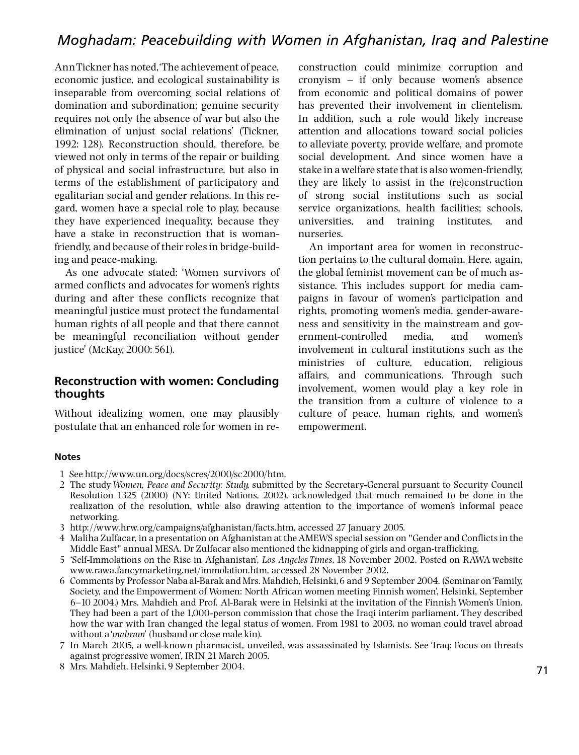Ann Tickner has noted, 'The achievement of peace, economic justice, and ecological sustainability is inseparable from overcoming social relations of domination and subordination; genuine security requires not only the absence of war but also the elimination of unjust social relations' (Tickner, 1992: 128). Reconstruction should, therefore, be viewed not only in terms of the repair or building of physical and social infrastructure, but also in terms of the establishment of participatory and egalitarian social and gender relations. In this regard, women have a special role to play, because they have experienced inequality, because they have a stake in reconstruction that is woman-friendly, and because of their roles in bridge-building and peace-making.

As one advocate stated: 'Women survivors of armed conflicts and advocates for women's rights during and after these conflicts recognize that meaningful justice must protect the fundamental human rights of all people and that there cannot be meaningful reconciliation without gender justice' (McKay, 2000: 561).

## Reconstruction with women: Concluding thoughts

Without idealizing women, one may plausibly postulate that an enhanced role for women in reconstruction could minimize corruption and cronyism – if only because women's absence from economic and political domains of power has prevented their involvement in clientelism. In addition, such a role would likely increase attention and allocations toward social policies to alleviate poverty, provide welfare, and promote social development. And since women have a stake in a welfare state that is also women-friendly, they are likely to assist in the (re)construction of strong social institutions such as social service organizations, health facilities; schools, universities, and training institutes, and nurseries.

An important area for women in reconstruction pertains to the cultural domain. Here, again, the global feminist movement can be of much assistance. This includes support for media campaigns in favour of women's participation and rights, promoting women's media, gender-awareness and sensitivity in the mainstream and government-controlled media, and women's involvement in cultural institutions such as the ministries of culture, education, religious affairs, and communications. Through such involvement, women would play a key role in the transition from a culture of violence to a culture of peace, human rights, and women's empowerment.

### Notes

1. See http://www.un.org/docs/scres/2000/sc2000/htm.
2. The study *Women, Peace and Security: Study*, submitted by the Secretary-General pursuant to Security Council Resolution 1325 (2000) (NY: United Nations, 2002), acknowledged that much remained to be done in the realization of the resolution, while also drawing attention to the importance of women's informal peace networking.
3. http://www.hrw.org/campaigns/afghanistan/facts.htm, accessed 27 January 2005.
4. Maliha Zulfacar, in a presentation on Afghanistan at the AMEWS special session on "Gender and Conflicts in the Middle East" annual MESA. Dr Zulfacar also mentioned the kidnapping of girls and organ-trafficking.
5. 'Self-Immolations on the Rise in Afghanistan', *Los Angeles Times*, 18 November 2002. Posted on RAWA website www.rawa.fancymarketing.net/immolation.htm, accessed 28 November 2002.
6. Comments by Professor Naba al-Barak and Mrs. Mahdieh, Helsinki, 6 and 9 September 2004. (Seminar on 'Family, Society, and the Empowerment of Women: North African women meeting Finnish women', Helsinki, September 6–10 2004.) Mrs. Mahdieh and Prof. Al-Barak were in Helsinki at the invitation of the Finnish Women's Union. They had been a part of the 1,000-person commission that chose the Iraqi interim parliament. They described how the war with Iran changed the legal status of women. From 1981 to 2003, no woman could travel abroad without a '*mahram*' (husband or close male kin).
7. In March 2005, a well-known pharmacist, unveiled, was assassinated by Islamists. See 'Iraq: Focus on threats against progressive women', IRIN 21 March 2005.
8. Mrs. Mahdieh, Helsinki, 9 September 2004.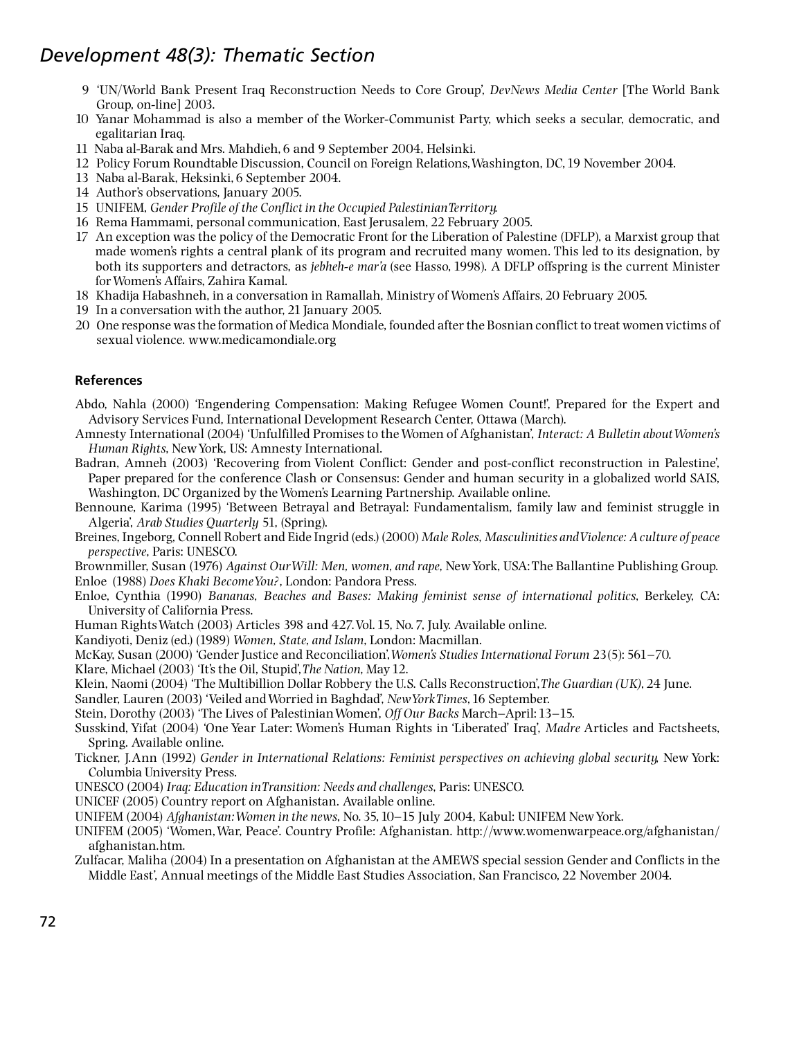9 'UN/World Bank Present Iraq Reconstruction Needs to Core Group', *DevNews Media Center* [The World Bank Group, on-line] 2003.

10 Yanar Mohammad is also a member of the Worker-Communist Party, which seeks a secular, democratic, and egalitarian Iraq.

11 Naba al-Barak and Mrs. Mahdieh, 6 and 9 September 2004, Helsinki.

12 Policy Forum Roundtable Discussion, Council on Foreign Relations, Washington, DC, 19 November 2004.

13 Naba al-Barak, Heksinki, 6 September 2004.

14 Author's observations, January 2005.

15 UNIFEM, *Gender Profile of the Conflict in the Occupied Palestinian Territory*.

16 Rema Hammami, personal communication, East Jerusalem, 22 February 2005.

17 An exception was the policy of the Democratic Front for the Liberation of Palestine (DFLP), a Marxist group that made women's rights a central plank of its program and recruited many women. This led to its designation, by both its supporters and detractors, as *jebheh-e mar'a* (see Hasso, 1998). A DFLP offspring is the current Minister for Women's Affairs, Zahira Kamal.

18 Khadija Habashneh, in a conversation in Ramallah, Ministry of Women's Affairs, 20 February 2005.

19 In a conversation with the author, 21 January 2005.

20 One response was the formation of Medica Mondiale, founded after the Bosnian conflict to treat women victims of sexual violence. www.medicamondiale.org

### References

Abdo, Nahla (2000) 'Engendering Compensation: Making Refugee Women Count!', Prepared for the Expert and Advisory Services Fund, International Development Research Center, Ottawa (March).

Amnesty International (2004) 'Unfulfilled Promises to the Women of Afghanistan', *Interact: A Bulletin about Women's Human Rights*, New York, US: Amnesty International.

Badran, Amneh (2003) 'Recovering from Violent Conflict: Gender and post-conflict reconstruction in Palestine', Paper prepared for the conference Clash or Consensus: Gender and human security in a globalized world SAIS, Washington, DC Organized by the Women's Learning Partnership. Available online.

Bennoune, Karima (1995) 'Between Betrayal and Betrayal: Fundamentalism, family law and feminist struggle in Algeria', *Arab Studies Quarterly* 51, (Spring).

Breines, Ingeborg, Connell Robert and Eide Ingrid (eds.) (2000) *Male Roles, Masculinities and Violence: A culture of peace perspective*, Paris: UNESCO.

Brownmiller, Susan (1976) *Against Our Will: Men, women, and rape*, New York, USA: The Ballantine Publishing Group.

Enloe (1988) *Does Khaki Become You?*, London: Pandora Press.

Enloe, Cynthia (1990) *Bananas, Beaches and Bases: Making feminist sense of international politics*, Berkeley, CA: University of California Press.

Human Rights Watch (2003) Articles 398 and 427. Vol. 15, No. 7, July. Available online.

Kandiyoti, Deniz (ed.) (1989) *Women, State, and Islam*, London: Macmillan.

McKay, Susan (2000) 'Gender Justice and Reconciliation', *Women's Studies International Forum* 23(5): 561–70.

Klare, Michael (2003) 'It's the Oil, Stupid', *The Nation*, May 12.

Klein, Naomi (2004) 'The Multibillion Dollar Robbery the U.S. Calls Reconstruction', *The Guardian (UK)*, 24 June.

Sandler, Lauren (2003) 'Veiled and Worried in Baghdad', *New York Times*, 16 September.

Stein, Dorothy (2003) 'The Lives of Palestinian Women', *Off Our Backs* March–April: 13–15.

Susskind, Yifat (2004) 'One Year Later: Women's Human Rights in 'Liberated' Iraq', *Madre* Articles and Factsheets, Spring. Available online.

Tickner, J. Ann (1992) *Gender in International Relations: Feminist perspectives on achieving global security*, New York: Columbia University Press.

UNESCO (2004) *Iraq: Education in Transition: Needs and challenges*, Paris: UNESCO.

UNICEF (2005) Country report on Afghanistan. Available online.

UNIFEM (2004) *Afghanistan: Women in the news*, No. 35, 10–15 July 2004, Kabul: UNIFEM New York.

UNIFEM (2005) 'Women, War, Peace'. Country Profile: Afghanistan. http://www.womenwarpeace.org/afghanistan/afghanistan.htm.

Zulfacar, Maliha (2004) In a presentation on Afghanistan at the AMEWS special session Gender and Conflicts in the Middle East', Annual meetings of the Middle East Studies Association, San Francisco, 22 November 2004.